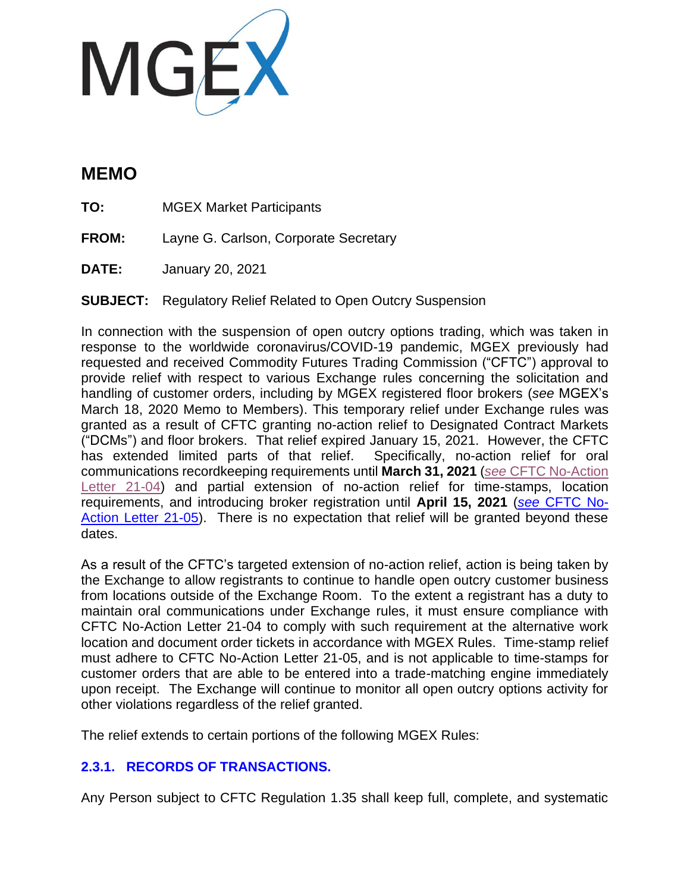MGEX

# MEMO

**TO:** MGEX Market Participants

**FROM:** Layne G. Carlson, Corporate Secretary

**DATE:** January 20, 2021

**SUBJECT:** Regulatory Relief Related to Open Outcry Suspension

In connection with the suspension of open outcry options trading, which was taken in response to the worldwide coronavirus/COVID-19 pandemic, MGEX previously had requested and received Commodity Futures Trading Commission ("CFTC") approval to provide relief with respect to various Exchange rules concerning the solicitation and handling of customer orders, including by MGEX registered floor brokers (*see* MGEX's March 18, 2020 Memo to Members). This temporary relief under Exchange rules was granted as a result of CFTC granting no-action relief to Designated Contract Markets ("DCMs") and floor brokers. That relief expired January 15, 2021. However, the CFTC has extended limited parts of that relief. Specifically, no-action relief for oral communications recordkeeping requirements until **March 31, 2021** (*see* CFTC No-Action Letter 21-04) and partial extension of no-action relief for time-stamps, location requirements, and introducing broker registration until **April 15, 2021** (*see* CFTC No-Action Letter 21-05). There is no expectation that relief will be granted beyond these dates.

As a result of the CFTC's targeted extension of no-action relief, action is being taken by the Exchange to allow registrants to continue to handle open outcry customer business from locations outside of the Exchange Room. To the extent a registrant has a duty to maintain oral communications under Exchange rules, it must ensure compliance with CFTC No-Action Letter 21-04 to comply with such requirement at the alternative work location and document order tickets in accordance with MGEX Rules. Time-stamp relief must adhere to CFTC No-Action Letter 21-05, and is not applicable to time-stamps for customer orders that are able to be entered into a trade-matching engine immediately upon receipt. The Exchange will continue to monitor all open outcry options activity for other violations regardless of the relief granted.

The relief extends to certain portions of the following MGEX Rules:

### 2.3.1. RECORDS OF TRANSACTIONS.

Any Person subject to CFTC Regulation 1.35 shall keep full, complete, and systematic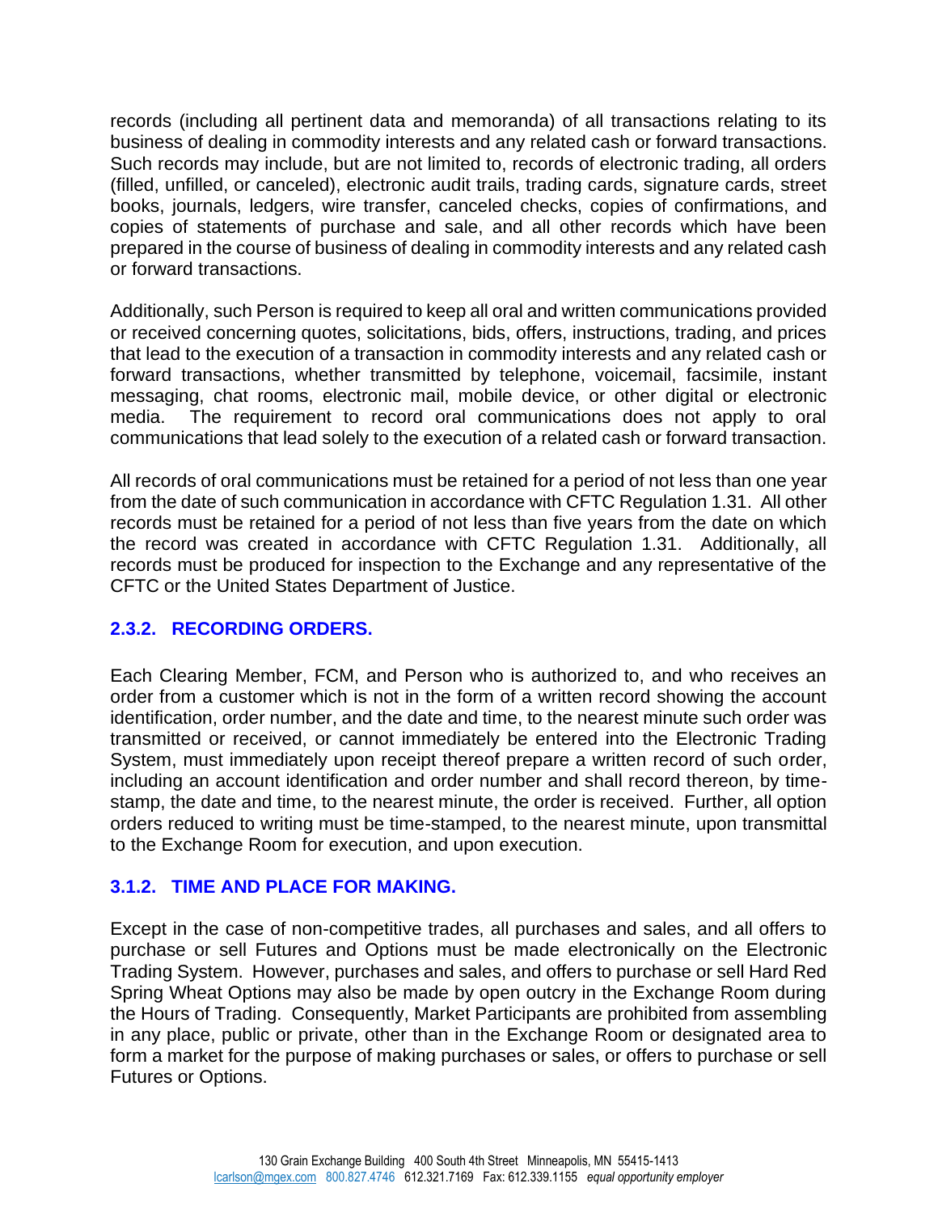records (including all pertinent data and memoranda) of all transactions relating to its business of dealing in commodity interests and any related cash or forward transactions. Such records may include, but are not limited to, records of electronic trading, all orders (filled, unfilled, or canceled), electronic audit trails, trading cards, signature cards, street books, journals, ledgers, wire transfer, canceled checks, copies of confirmations, and copies of statements of purchase and sale, and all other records which have been prepared in the course of business of dealing in commodity interests and any related cash or forward transactions.

Additionally, such Person is required to keep all oral and written communications provided or received concerning quotes, solicitations, bids, offers, instructions, trading, and prices that lead to the execution of a transaction in commodity interests and any related cash or forward transactions, whether transmitted by telephone, voicemail, facsimile, instant messaging, chat rooms, electronic mail, mobile device, or other digital or electronic media. The requirement to record oral communications does not apply to oral communications that lead solely to the execution of a related cash or forward transaction.

All records of oral communications must be retained for a period of not less than one year from the date of such communication in accordance with CFTC Regulation 1.31. All other records must be retained for a period of not less than five years from the date on which the record was created in accordance with CFTC Regulation 1.31. Additionally, all records must be produced for inspection to the Exchange and any representative of the CFTC or the United States Department of Justice.

### 2.3.2. RECORDING ORDERS.

Each Clearing Member, FCM, and Person who is authorized to, and who receives an order from a customer which is not in the form of a written record showing the account identification, order number, and the date and time, to the nearest minute such order was transmitted or received, or cannot immediately be entered into the Electronic Trading System, must immediately upon receipt thereof prepare a written record of such order, including an account identification and order number and shall record thereon, by time-stamp, the date and time, to the nearest minute, the order is received. Further, all option orders reduced to writing must be time-stamped, to the nearest minute, upon transmittal to the Exchange Room for execution, and upon execution.

### 3.1.2. TIME AND PLACE FOR MAKING.

Except in the case of non-competitive trades, all purchases and sales, and all offers to purchase or sell Futures and Options must be made electronically on the Electronic Trading System. However, purchases and sales, and offers to purchase or sell Hard Red Spring Wheat Options may also be made by open outcry in the Exchange Room during the Hours of Trading. Consequently, Market Participants are prohibited from assembling in any place, public or private, other than in the Exchange Room or designated area to form a market for the purpose of making purchases or sales, or offers to purchase or sell Futures or Options.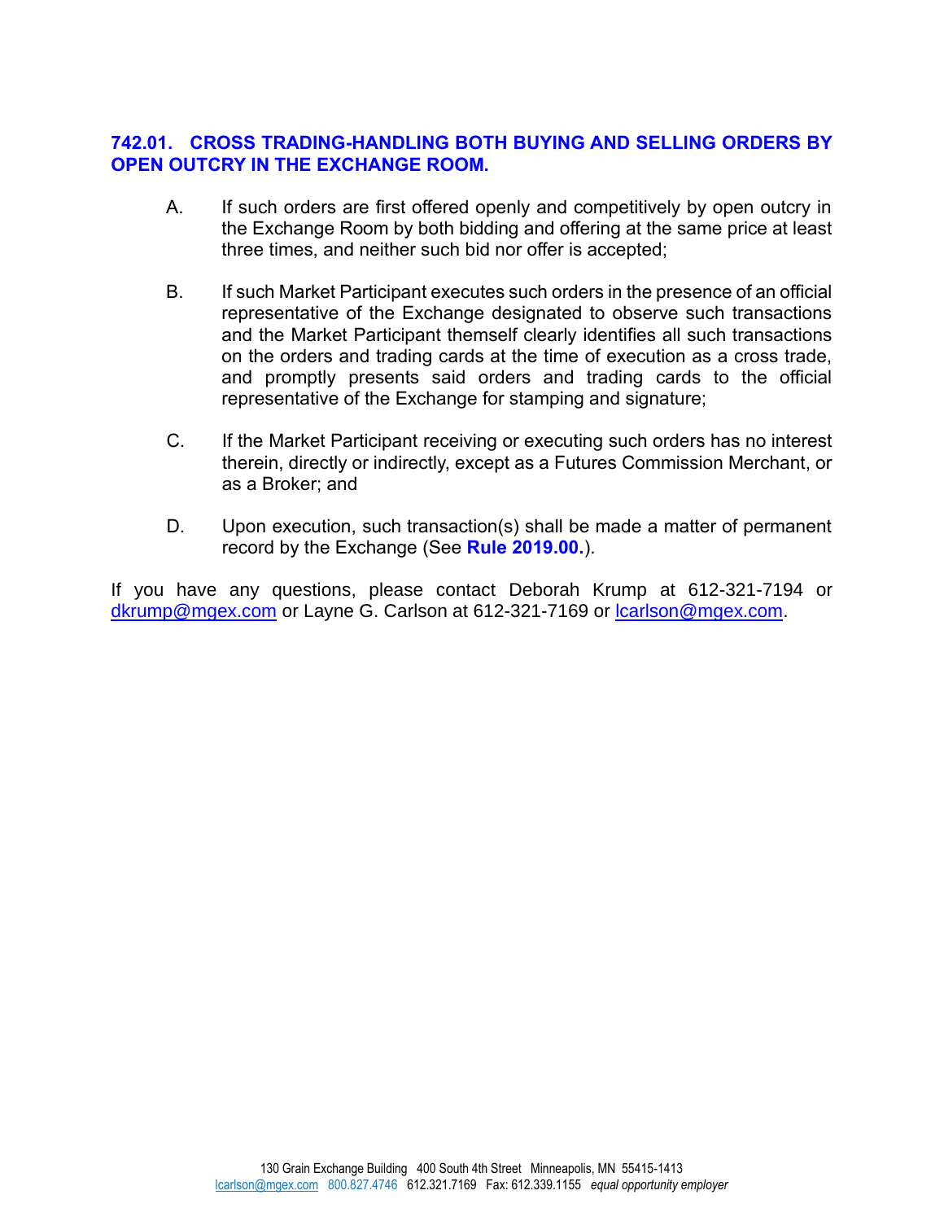**742.01. CROSS TRADING-HANDLING BOTH BUYING AND SELLING ORDERS BY OPEN OUTCRY IN THE EXCHANGE ROOM.**

A. If such orders are first offered openly and competitively by open outcry in the Exchange Room by both bidding and offering at the same price at least three times, and neither such bid nor offer is accepted;

B. If such Market Participant executes such orders in the presence of an official representative of the Exchange designated to observe such transactions and the Market Participant themself clearly identifies all such transactions on the orders and trading cards at the time of execution as a cross trade, and promptly presents said orders and trading cards to the official representative of the Exchange for stamping and signature;

C. If the Market Participant receiving or executing such orders has no interest therein, directly or indirectly, except as a Futures Commission Merchant, or as a Broker; and

D. Upon execution, such transaction(s) shall be made a matter of permanent record by the Exchange (See **Rule 2019.00.**).

If you have any questions, please contact Deborah Krump at 612-321-7194 or dkrump@mgex.com or Layne G. Carlson at 612-321-7169 or lcarlson@mgex.com.

130 Grain Exchange Building 400 South 4th Street Minneapolis, MN 55415-1413
lcarlson@mgex.com 800.827.4746 612.321.7169 Fax: 612.339.1155 *equal opportunity employer*